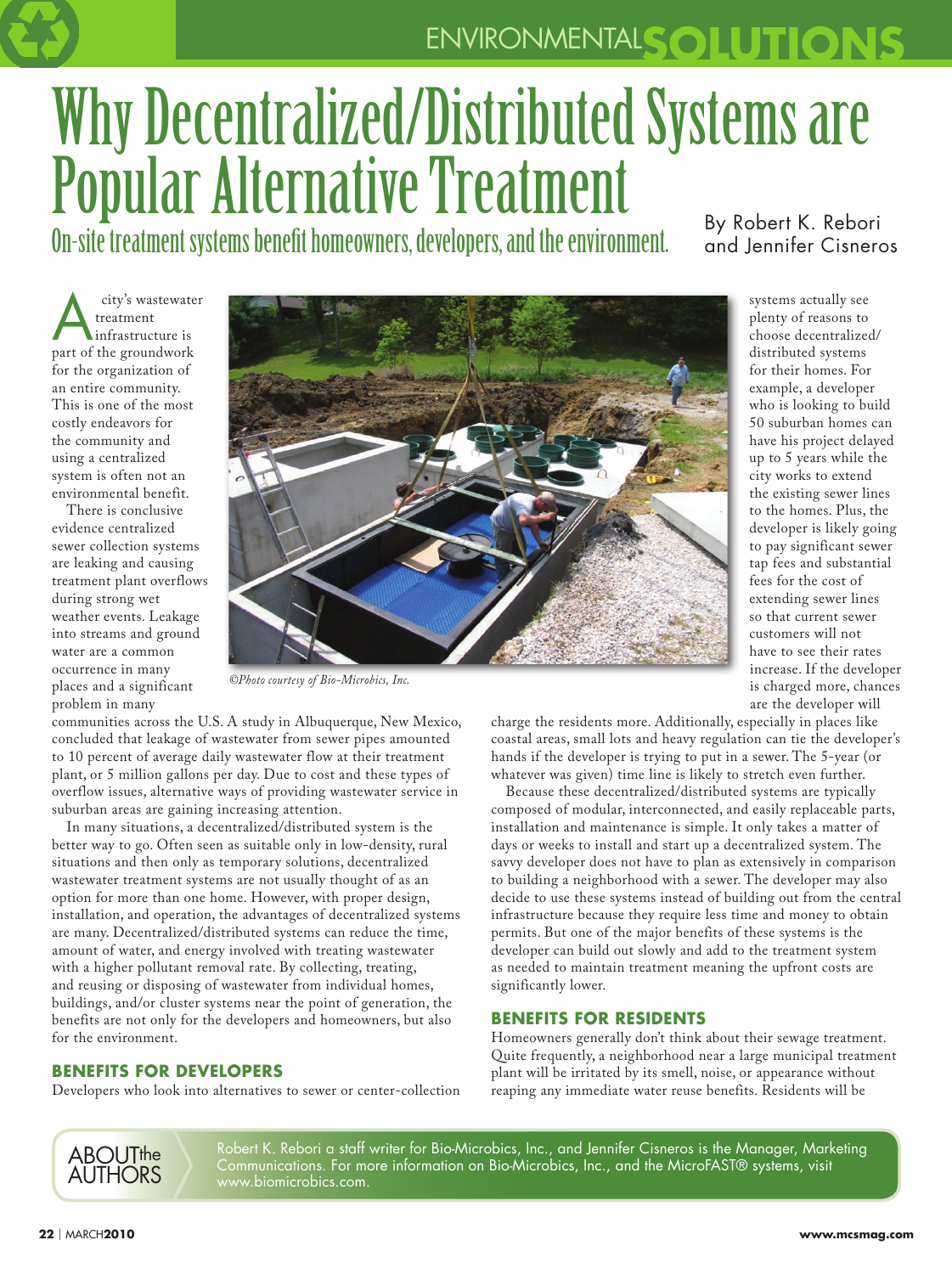# Why Decentralized/Distributed Systems are Popular Alternative Treatment

## On-site treatment systems benefit homeowners, developers, and the environment.

By Robert K. Rebori and Jennifer Cisneros

A city's wastewater treatment infrastructure is part of the groundwork for the organization of an entire community. This is one of the most costly endeavors for the community and using a centralized system is often not an environmental benefit.

There is conclusive evidence centralized sewer collection systems are leaking and causing treatment plant overflows during strong wet weather events. Leakage into streams and ground water are a common occurrence in many places and a significant problem in many communities across the U.S. A study in Albuquerque, New Mexico, concluded that leakage of wastewater from sewer pipes amounted to 10 percent of average daily wastewater flow at their treatment plant, or 5 million gallons per day. Due to cost and these types of overflow issues, alternative ways of providing wastewater service in suburban areas are gaining increasing attention.

In many situations, a decentralized/distributed system is the better way to go. Often seen as suitable only in low-density, rural situations and then only as temporary solutions, decentralized wastewater treatment systems are not usually thought of as an option for more than one home. However, with proper design, installation, and operation, the advantages of decentralized systems are many. Decentralized/distributed systems can reduce the time, amount of water, and energy involved with treating wastewater with a higher pollutant removal rate. By collecting, treating, and reusing or disposing of wastewater from individual homes, buildings, and/or cluster systems near the point of generation, the benefits are not only for the developers and homeowners, but also for the environment.

*©Photo courtesy of Bio-Microbics, Inc.*

### BENEFITS FOR DEVELOPERS

Developers who look into alternatives to sewer or center-collection systems actually see plenty of reasons to choose decentralized/distributed systems for their homes. For example, a developer who is looking to build 50 suburban homes can have his project delayed up to 5 years while the city works to extend the existing sewer lines to the homes. Plus, the developer is likely going to pay significant sewer tap fees and substantial fees for the cost of extending sewer lines so that current sewer customers will not have to see their rates increase. If the developer is charged more, chances are the developer will charge the residents more. Additionally, especially in places like coastal areas, small lots and heavy regulation can tie the developer's hands if the developer is trying to put in a sewer. The 5-year (or whatever was given) time line is likely to stretch even further.

Because these decentralized/distributed systems are typically composed of modular, interconnected, and easily replaceable parts, installation and maintenance is simple. It only takes a matter of days or weeks to install and start up a decentralized system. The savvy developer does not have to plan as extensively in comparison to building a neighborhood with a sewer. The developer may also decide to use these systems instead of building out from the central infrastructure because they require less time and money to obtain permits. But one of the major benefits of these systems is the developer can build out slowly and add to the treatment system as needed to maintain treatment meaning the upfront costs are significantly lower.

### BENEFITS FOR RESIDENTS

Homeowners generally don't think about their sewage treatment. Quite frequently, a neighborhood near a large municipal treatment plant will be irritated by its smell, noise, or appearance without reaping any immediate water reuse benefits. Residents will be

**ABOUT the AUTHORS**

Robert K. Rebori a staff writer for Bio-Microbics, Inc., and Jennifer Cisneros is the Manager, Marketing Communications. For more information on Bio-Microbics, Inc., and the MicroFAST® systems, visit www.biomicrobics.com.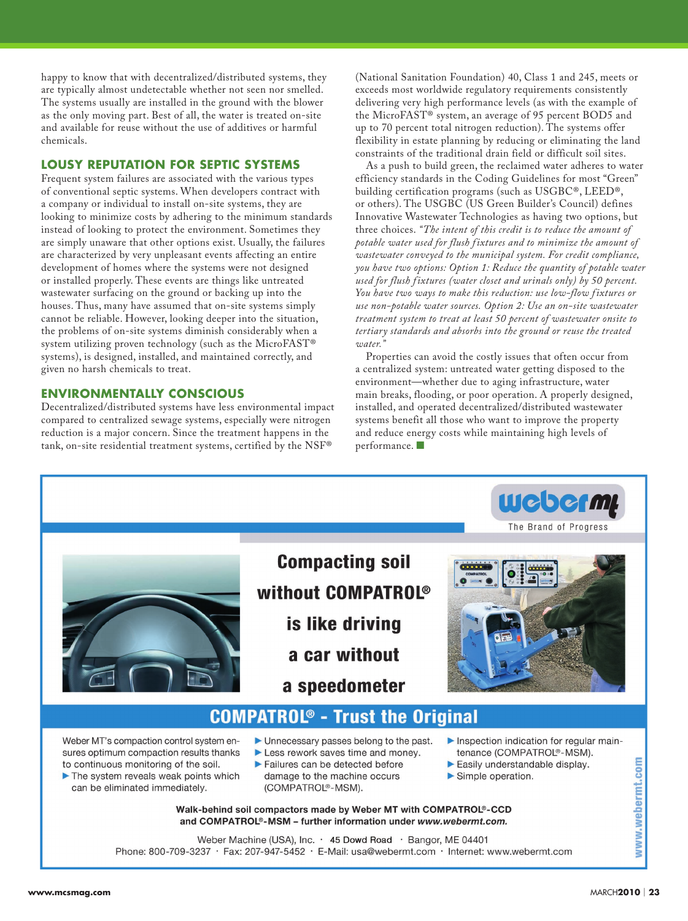happy to know that with decentralized/distributed systems, they are typically almost undetectable when not seen nor smelled. The systems usually are installed in the ground with the blower as the only moving part. Best of all, the water is treated on-site and available for reuse without the use of additives or harmful chemicals.

## LOUSY REPUTATION FOR SEPTIC SYSTEMS

Frequent system failures are associated with the various types of conventional septic systems. When developers contract with a company or individual to install on-site systems, they are looking to minimize costs by adhering to the minimum standards instead of looking to protect the environment. Sometimes they are simply unaware that other options exist. Usually, the failures are characterized by very unpleasant events affecting an entire development of homes where the systems were not designed or installed properly. These events are things like untreated wastewater surfacing on the ground or backing up into the houses. Thus, many have assumed that on-site systems simply cannot be reliable. However, looking deeper into the situation, the problems of on-site systems diminish considerably when a system utilizing proven technology (such as the MicroFAST® systems), is designed, installed, and maintained correctly, and given no harsh chemicals to treat.

## ENVIRONMENTALLY CONSCIOUS

Decentralized/distributed systems have less environmental impact compared to centralized sewage systems, especially were nitrogen reduction is a major concern. Since the treatment happens in the tank, on-site residential treatment systems, certified by the NSF® (National Sanitation Foundation) 40, Class 1 and 245, meets or exceeds most worldwide regulatory requirements consistently delivering very high performance levels (as with the example of the MicroFAST® system, an average of 95 percent BOD5 and up to 70 percent total nitrogen reduction). The systems offer flexibility in estate planning by reducing or eliminating the land constraints of the traditional drain field or difficult soil sites.

As a push to build green, the reclaimed water adheres to water efficiency standards in the Coding Guidelines for most "Green" building certification programs (such as USGBC®, LEED®, or others). The USGBC (US Green Builder's Council) defines Innovative Wastewater Technologies as having two options, but three choices. *"The intent of this credit is to reduce the amount of potable water used for flush fixtures and to minimize the amount of wastewater conveyed to the municipal system. For credit compliance, you have two options: Option 1: Reduce the quantity of potable water used for flush fixtures (water closet and urinals only) by 50 percent. You have two ways to make this reduction: use low-flow fixtures or use non-potable water sources. Option 2: Use an on-site wastewater treatment system to treat at least 50 percent of wastewater onsite to tertiary standards and absorbs into the ground or reuse the treated water."*

Properties can avoid the costly issues that often occur from a centralized system: untreated water getting disposed to the environment—whether due to aging infrastructure, water main breaks, flooding, or poor operation. A properly designed, installed, and operated decentralized/distributed wastewater systems benefit all those who want to improve the property and reduce energy costs while maintaining high levels of performance. ■

---

weber mt
The Brand of Progress

**Compacting soil without COMPATROL® is like driving a car without a speedometer**

## COMPATROL® - Trust the Original

Weber MT's compaction control system ensures optimum compaction results thanks to continuous monitoring of the soil.

- The system reveals weak points which can be eliminated immediately.
- Unnecessary passes belong to the past.
- Less rework saves time and money.
- Failures can be detected before damage to the machine occurs (COMPATROL®-MSM).
- Inspection indication for regular maintenance (COMPATROL®-MSM).
- Easily understandable display.
- Simple operation.

**Walk-behind soil compactors made by Weber MT with COMPATROL®-CCD and COMPATROL®-MSM – further information under *www.webermt.com.***

Weber Machine (USA), Inc. · 45 Dowd Road · Bangor, ME 04401
Phone: 800-709-3237 · Fax: 207-947-5452 · E-Mail: usa@webermt.com · Internet: www.webermt.com

www.webermt.com